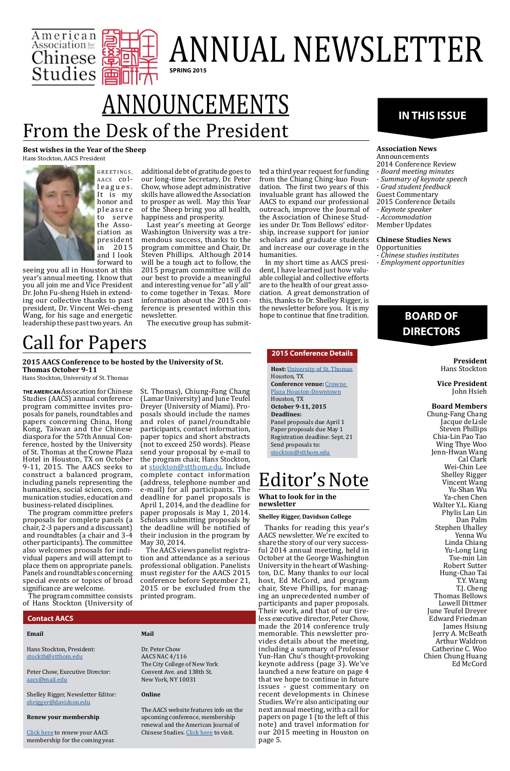American Association for Chinese Studies

# ANNUAL NEWSLETTER

**SPRING 2015**

# ANNOUNCEMENTS

## From the Desk of the President

**Best wishes in the Year of the Sheep**

Hans Stockton, AACS President

GREETINGS, AACS colleagues. It is my honor and pleasure to serve the Association as president in 2015 and I look forward to seeing you all in Houston at this year's annual meeting. I know that you all join me and Vice President Dr. John Fu-sheng Hsieh in extending our collective thanks to past president, Dr. Vincent Wei-cheng Wang, for his sage and energetic leadership these past two years. An additional debt of gratitude goes to our long-time Secretary, Dr. Peter Chow, whose adept administrative skills have allowed the Association to prosper as well. May this Year of the Sheep bring you all health, happiness and prosperity.

Last year's meeting at George Washington University was a tremendous success, thanks to the program committee and Chair, Dr. Steven Phillips. Although 2014 will be a tough act to follow, the 2015 program committee will do our best to provide a meaningful and interesting venue for "all y'all" to come together in Texas. More information about the 2015 conference is presented within this newsletter.

The executive group has submitted a third year request for funding from the Chiang Ching-kuo Foundation. The first two years of this invaluable grant has allowed the AACS to expand our professional outreach, improve the Journal of the Association of Chinese Studies under Dr. Tom Bellows' editorship, increase support for junior scholars and graduate students and increase our coverage in the humanities.

In my short time as AACS president, I have learned just how valuable collegial and collective efforts are to the health of our great association. A great demonstration of this, thanks to Dr. Shelley Rigger, is the newsletter before you. It is my hope to continue that fine tradition.

## Call for Papers

**2015 AACS Conference to be hosted by the University of St. Thomas October 9-11**

Hans Stockton, University of St. Thomas

**THE AMERICAN** Assocation for Chinese Studies (AACS) annual conference program committee invites proposals for panels, roundtables and papers concerning China, Hong Kong, Taiwan and the Chinese diaspora for the 57th Annual Conference, hosted by the University of St. Thomas at the Crowne Plaza Hotel in Houston, TX on October 9-11, 2015. The AACS seeks to construct a balanced program, including panels representing the humanities, social sciences, communication studies, education and business-related disciplines.

The program committee prefers proposals for complete panels (a chair, 2-3 papers and a discussant) and roundtables (a chair and 3-4 other participants). The committee also welcomes proposals for individual papers and will attempt to place them on appropriate panels. Panels and roundtables concerning special events or topics of broad significance are welcome.

The program committee consists of Hans Stockton (University of St. Thomas), Chiung-Fang Chang (Lamar University) and June Teufel Dreyer (University of Miami). Proposals should include the names and roles of panel/roundtable participants, contact information, paper topics and short abstracts (not to exceed 250 words). Please send your proposal by e-mail to the program chair, Hans Stockton, at stockton@stthom.edu. Include complete contact information (address, telephone number and e-mail) for all participants. The deadline for panel proposals is April 1, 2014, and the deadline for paper proposals is May 1, 2014. Scholars submitting proposals by the deadline will be notified of their inclusion in the program by May 30, 2014.

The AACS views panelist registration and attendance as a serious professional obligation. Panelists must register for the AACS 2015 conference before September 21, 2015 or be excluded from the printed program.

### 2015 Conference Details

**Host:** University of St. Thomas
Houston, TX
**Conference venue:** Crowne Plaza Houston-Downtown
Houston, TX
**October 9-11, 2015**
**Deadlines:**
Panel proposals due April 1
Paper proposals due May 1
Registration deadline: Sept. 21
Send proposals to:
stockton@stthom.edu

### Contact AACS

**Email**

Hans Stockton, President:
stockth@stthom.edu

Peter Chow, Executive Director:
aacs@mail.edu

Shelley Rigger, Newsletter Editor:
shrigger@davidson.edu

**Renew your membership**

Click here to renew your AACS membership for the coming year.

**Mail**

Dr. Peter Chow
AACS NAC 4/116
The City College of New York
Convent Ave. and 138th St.
New York, NY 10031

**Online**

The AACS website features info on the upcoming conference, membership renewal and the American Journal of Chinese Studies. Click here to visit.

## Editor's Note

**What to look for in the newsletter**

**Shelley Rigger, Davidson College**

Thanks for reading this year's AACS newsletter. We're excited to share the story of our very successful 2014 annual meeting, held in October at the George Washington University in the heart of Washington, D.C. Many thanks to our local host, Ed McCord, and program chair, Steve Phillips, for managing an unprecedented number of participants and paper proposals. Their work, and that of our tireless executive director, Peter Chow, made the 2014 conference truly memorable. This newsletter provides details about the meeting, including a summary of Professor Yun-Han Chu's thought-provoking keynote address (page 3). We've launched a new feature on page 4 that we hope to continue in future issues - guest commentary on recent developments in Chinese Studies. We're also anticipating our next annual meeting, with a call for papers on page 1 (to the left of this note) and travel information for our 2015 meeting in Houston on page 5.

## IN THIS ISSUE

**Association News**

Announcements
2014 Conference Review
- *Board meeting minutes*
- *Summary of keynote speech*
- *Grad student feedback*
Guest Commentary
2015 Conference Details
- *Keynote speaker*
- *Accommodation*
Member Updates

**Chinese Studies News**

Opportunities
- *Chinese studies institutes*
- *Employment opportunities*

## BOARD OF DIRECTORS

**President**
Hans Stockton

**Vice President**
John Hsieh

**Board Members**
Chung-Fang Chang
Jacque deLisle
Steven Phillips
Chia-Lin Pao Tao
Wing Thye Woo
Jenn-Hwan Wang
Cal Clark
Wei-Chin Lee
Shelley Rigger
Vincent Wang
Yu-Shan Wu
Ya-chen Chen
Walter Y.L. Kiang
Phylis Lan Lin
Dan Palm
Stephen Uhalley
Yenna Wu
Linda Chiang
Yu-Long Ling
Tse-min Lin
Robert Sutter
Hung-Chao Tai
T.Y. Wang
T.J. Cheng
Thomas Bellows
Lowell Dittmer
June Teufel Dreyer
Edward Friedman
James Hsiung
Jerry A. McBeath
Arthur Waldron
Catherine C. Woo
Chien Chung Huang
Ed McCord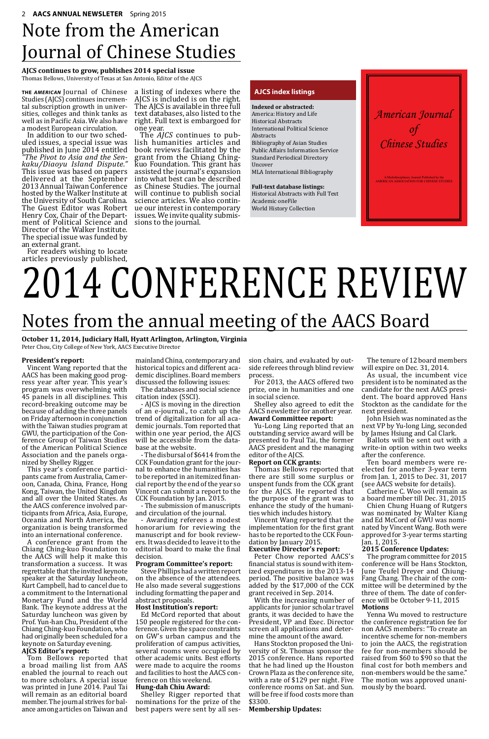# Note from the American Journal of Chinese Studies

**AJCS continues to grow, publishes 2014 special issue**
Thomas Bellows, University of Texas at San Antonio, Editor of the AJCS

THE *AMERICAN* Journal of Chinese Studies (AJCS) continues incremental subscription growth in universities, colleges and think tanks as well as in Pacific Asia. We also have a modest European circulation.

In addition to our two scheduled issues, a special issue was published in June 2014 entitled *"The Pivot to Asia and the Senkaku/Diaoyu Island Dispute."* This issue was based on papers delivered at the September 2013 Annual Taiwan Conference hosted by the Walker Institute at the University of South Carolina. The Guest Editor was Robert Henry Cox, Chair of the Department of Political Science and Director of the Walker Institute. The special issue was funded by an external grant.

For readers wishing to locate articles previously published, a listing of indexes where the AJCS is included is on the right. The AJCS is available in three full text databases, also listed to the right. Full text is embargoed for one year.

The *AJCS* continues to publish humanities articles and book reviews facilitated by the grant from the Chiang Ching-kuo Foundation. This grant has assisted the journal's expansion into what best can be described as Chinese Studies. The journal will continue to publish social science articles. We also continue our interest in contemporary issues. We invite quality submissions to the journal.

**AJCS index listings**

**Indexed or abstracted:**
America: History and Life
Historical Abstracts
International Political Science Abstracts
Bibliography of Asian Studies
Public Affairs Information Service
Standard Periodical Directory
Uncover
MLA International Bibliography

**Full-text database listings:**
Historical Abstracts with Full Text
Academic oneFile
World History Collection

*American Journal of Chinese Studies*

A Multidisciplinary Journal Published by the AMERICAN ASSOCIATION FOR CHINESE STUDIES

# 2014 CONFERENCE REVIEW

## Notes from the annual meeting of the AACS Board

**October 11, 2014, Judiciary Hall, Hyatt Arlington, Arlington, Virginia**
Peter Chow, City College of New York, AACS Executive Director

**President's report:**

Vincent Wang reported that the AACS has been making good progress year after year. This year's program was overwhelming with 45 panels in all disciplines. This record-breaking outcome may be because of adding the three panels on Friday afternoon in conjunction with the Taiwan studies program at GWU, the participation of the Conference Group of Taiwan Studies of the American Political Science Association and the panels organized by Shelley Rigger.

This year's conference participants came from Australia, Cameroon, Canada, China, France, Hong Kong, Taiwan, the United Kingdom and all over the United States. As the AACS conference involved participants from Africa, Asia, Europe, Oceania and North America, the organization is being transformed into an international conference.

A conference grant from the Chiang Ching-kuo Foundation to the AACS will help it make this transformation a success. It was regrettable that the invited keynote speaker at the Saturday luncheon, Kurt Campbell, had to cancel due to a commitment to the International Monetary Fund and the World Bank. The keynote address at the Saturday luncheon was given by Prof. Yun-han Chu, President of the Chiang Ching-kuo Foundation, who had originally been scheduled for a keynote on Saturday evening.

**AJCS Editor's report:**

Tom Bellows reported that a broad mailing list from AAS enabled the journal to reach out to more scholars. A special issue was printed in June 2014. Paul Tai will remain as an editorial board member. The journal strives for balance among articles on Taiwan and mainland China, contemporary and historical topics and different academic disciplines. Board members discussed the following issues:

The databases and social science citation index (SSCI).

- AJCS is moving in the direction of an e-journal., to catch up the trend of digitalization for all academic journals. Tom reported that within one year period, the AJCS will be accessible from the database at the website.

- The disbursal of $6414 from the CCK Foundation grant for the journal to enhance the humanities has to be reported in an itemized financial report by the end of the year so Vincent can submit a report to the CCK Foundation by Jan. 2015.

- The submission of manuscripts and circulation of the journal.

- Awarding referees a modest honorarium for reviewing the manuscript and for book reviewers. It was decided to leave it to the editorial board to make the final decision.

**Program Committee's report:**

Steve Phillips had a written report on the absence of the attendees. He also made several suggestions including formatting the paper and abstract proposals.

**Host Institution's report:**

Ed McCord reported that about 150 people registered for the conference. Given the space constraints on GW's urban campus and the proliferation of campus activities, several rooms were occupied by other academic units. Best efforts were made to acquire the rooms and facilities to host the AACS conference on this weekend.

**Hung-dah Chiu Award:**

Shelley Rigger reported that nominations for the prize of the best papers were sent by all session chairs, and evaluated by outside referees through blind review process.

For 2013, the AACS offered two prize, one in humanities and one in social science.

Shelley also agreed to edit the AACS newsletter for another year.

**Award Committee report:**

Yu-Long Ling reported that an outstanding service award will be presented to Paul Tai, the former AACS president and the managing editor of the AJCS.

**Report on CCK grants:**

Thomas Bellows reported that there are still some surplus or unspent funds from the CCK grant for the AJCS. He reported that the purpose of the grant was to enhance the study of the humanities which includes history.

Vincent Wang reported that the implementation for the first grant has to be reported to the CCK Foundation by January 2015.

**Executive Director's report:**

Peter Chow reported AACS's financial status is sound with itemized expenditures in the 2013-14 period. The positive balance was added by the $17,000 of the CCK grant received in Sep. 2014.

With the increasing number of applicants for junior scholar travel grants, it was decided to have the President, VP and Exec. Director screen all applications and determine the amount of the award.

Hans Stockton proposed the University of St. Thomas sponsor the 2015 conference. Hans reported that he had lined up the Houston Crown Plaza as the conference site, with a rate of $129 per night. Five conference rooms on Sat. and Sun. will be free if food costs more than $3300.

**Membership Updates:**

The tenure of 12 board members will expire on Dec. 31, 2014.

As usual, the incumbent vice president is to be nominated as the candidate for the next AACS president. The board approved Hans Stockton as the candidate for the next president.

John Hsieh was nominated as the next VP by Yu-long Ling, seconded by James Hsiung and Cal Clark.

Ballots will be sent out with a write-in option within two weeks after the conference.

Ten board members were re-elected for another 3-year term from Jan. 1, 2015 to Dec. 31, 2017 (see AACS website for details).

Catherine C. Woo will remain as a board member till Dec. 31, 2015

Chien Chung Huang of Rutgers was nominated by Walter Kiang and Ed McCord of GWU was nominated by Vincent Wang. Both were approved for 3-year terms starting Jan. 1, 2015.

**2015 Conference Updates:**

The program committee for 2015 conference will be Hans Stockton, June Teufel Dreyer and Chiung-Fang Chang. The chair of the committee will be determined by the three of them. The date of conference will be October 9-11, 2015

**Motions**

Yenna Wu moved to restructure the conference registration fee for non AACS members: "To create an incentive scheme for non-members to join the AACS, the registration fee for non-members should be raised from $60 to $90 so that the final cost for both members and non-members would be the same." The motion was approved unanimously by the board.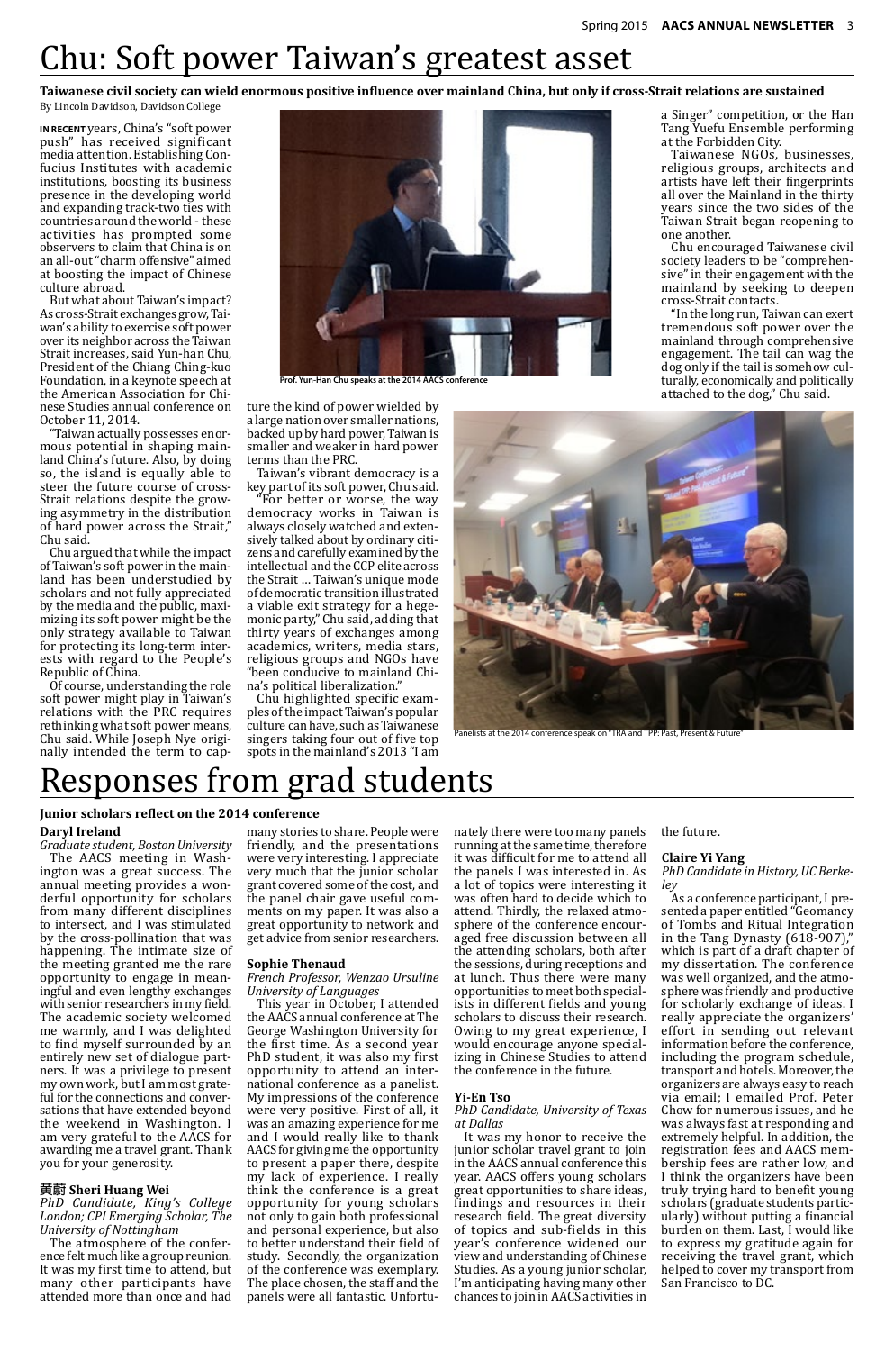# Chu: Soft power Taiwan's greatest asset

**Taiwanese civil society can wield enormous positive influence over mainland China, but only if cross-Strait relations are sustained**

By Lincoln Davidson, Davidson College

**IN RECENT** years, China's "soft power push" has received significant media attention. Establishing Confucius Institutes with academic institutions, boosting its business presence in the developing world and expanding track-two ties with countries around the world - these activities has prompted some observers to claim that China is on an all-out "charm offensive" aimed at boosting the impact of Chinese culture abroad.

But what about Taiwan's impact? As cross-Strait exchanges grow, Taiwan's ability to exercise soft power over its neighbor across the Taiwan Strait increases, said Yun-han Chu, President of the Chiang Ching-kuo Foundation, in a keynote speech at the American Association for Chinese Studies annual conference on October 11, 2014.

"Taiwan actually possesses enormous potential in shaping mainland China's future. Also, by doing so, the island is equally able to steer the future course of cross-Strait relations despite the growing asymmetry in the distribution of hard power across the Strait," Chu said.

Chu argued that while the impact of Taiwan's soft power in the mainland has been understudied by scholars and not fully appreciated by the media and the public, maximizing its soft power might be the only strategy available to Taiwan for protecting its long-term interests with regard to the People's Republic of China.

Of course, understanding the role soft power might play in Taiwan's relations with the PRC requires rethinking what soft power means, Chu said. While Joseph Nye originally intended the term to capture the kind of power wielded by a large nation over smaller nations, backed up by hard power, Taiwan is smaller and weaker in hard power terms than the PRC.

Prof. Yun-Han Chu speaks at the 2014 AACS conference

Taiwan's vibrant democracy is a key part of its soft power, Chu said.

"For better or worse, the way democracy works in Taiwan is always closely watched and extensively talked about by ordinary citizens and carefully examined by the intellectual and the CCP elite across the Strait … Taiwan's unique mode of democratic transition illustrated a viable exit strategy for a hegemonic party," Chu said, adding that thirty years of exchanges among academics, writers, media stars, religious groups and NGOs have "been conducive to mainland China's political liberalization."

Chu highlighted specific examples of the impact Taiwan's popular culture can have, such as Taiwanese singers taking four out of five top spots in the mainland's 2013 "I am a Singer" competition, or the Han Tang Yuefu Ensemble performing at the Forbidden City.

Taiwanese NGOs, businesses, religious groups, architects and artists have left their fingerprints all over the Mainland in the thirty years since the two sides of the Taiwan Strait began reopening to one another.

Chu encouraged Taiwanese civil society leaders to be "comprehensive" in their engagement with the mainland by seeking to deepen cross-Strait contacts.

"In the long run, Taiwan can exert tremendous soft power over the mainland through comprehensive engagement. The tail can wag the dog only if the tail is somehow culturally, economically and politically attached to the dog," Chu said.

Panelists at the 2014 conference speak on "TRA and TPP: Past, Present & Future"

# Responses from grad students

**Junior scholars reflect on the 2014 conference**

### Daryl Ireland

*Graduate student, Boston University*

The AACS meeting in Washington was a great success. The annual meeting provides a wonderful opportunity for scholars from many different disciplines to intersect, and I was stimulated by the cross-pollination that was happening. The intimate size of the meeting granted me the rare opportunity to engage in meaningful and even lengthy exchanges with senior researchers in my field. The academic society welcomed me warmly, and I was delighted to find myself surrounded by an entirely new set of dialogue partners. It was a privilege to present my own work, but I am most grateful for the connections and conversations that have extended beyond the weekend in Washington. I am very grateful to the AACS for awarding me a travel grant. Thank you for your generosity.

### 黃蔚 Sheri Huang Wei

*PhD Candidate, King's College London; CPI Emerging Scholar, The University of Nottingham*

The atmosphere of the conference felt much like a group reunion. It was my first time to attend, but many other participants have attended more than once and had many stories to share. People were friendly, and the presentations were very interesting. I appreciate very much that the junior scholar grant covered some of the cost, and the panel chair gave useful comments on my paper. It was also a great opportunity to network and get advice from senior researchers.

### Sophie Thenaud

*French Professor, Wenzao Ursuline University of Languages*

This year in October, I attended the AACS annual conference at The George Washington University for the first time. As a second year PhD student, it was also my first opportunity to attend an international conference as a panelist. My impressions of the conference were very positive. First of all, it was an amazing experience for me and I would really like to thank AACS for giving me the opportunity to present a paper there, despite my lack of experience. I really think the conference is a great opportunity for young scholars not only to gain both professional and personal experience, but also to better understand their field of study. Secondly, the organization of the conference was exemplary. The place chosen, the staff and the panels were all fantastic. Unfortunately there were too many panels running at the same time, therefore it was difficult for me to attend all the panels I was interested in. As a lot of topics were interesting it was often hard to decide which to attend. Thirdly, the relaxed atmosphere of the conference encouraged free discussion between all the attending scholars, both after the sessions, during receptions and at lunch. Thus there were many opportunities to meet both specialists in different fields and young scholars to discuss their research. Owing to my great experience, I would encourage anyone specializing in Chinese Studies to attend the conference in the future.

### Yi-En Tso

*PhD Candidate, University of Texas at Dallas*

It was my honor to receive the junior scholar travel grant to join in the AACS annual conference this year. AACS offers young scholars great opportunities to share ideas, findings and resources in their research field. The great diversity of topics and sub-fields in this year's conference widened our view and understanding of Chinese Studies. As a young junior scholar, I'm anticipating having many other chances to join in AACS activities in the future.

### Claire Yi Yang

*PhD Candidate in History, UC Berkeley*

As a conference participant, I presented a paper entitled "Geomancy of Tombs and Ritual Integration in the Tang Dynasty (618-907)," which is part of a draft chapter of my dissertation. The conference was well organized, and the atmosphere was friendly and productive for scholarly exchange of ideas. I really appreciate the organizers' effort in sending out relevant information before the conference, including the program schedule, transport and hotels. Moreover, the organizers are always easy to reach via email; I emailed Prof. Peter Chow for numerous issues, and he was always fast at responding and extremely helpful. In addition, the registration fees and AACS membership fees are rather low, and I think the organizers have been truly trying hard to benefit young scholars (graduate students particularly) without putting a financial burden on them. Last, I would like to express my gratitude again for receiving the travel grant, which helped to cover my transport from San Francisco to DC.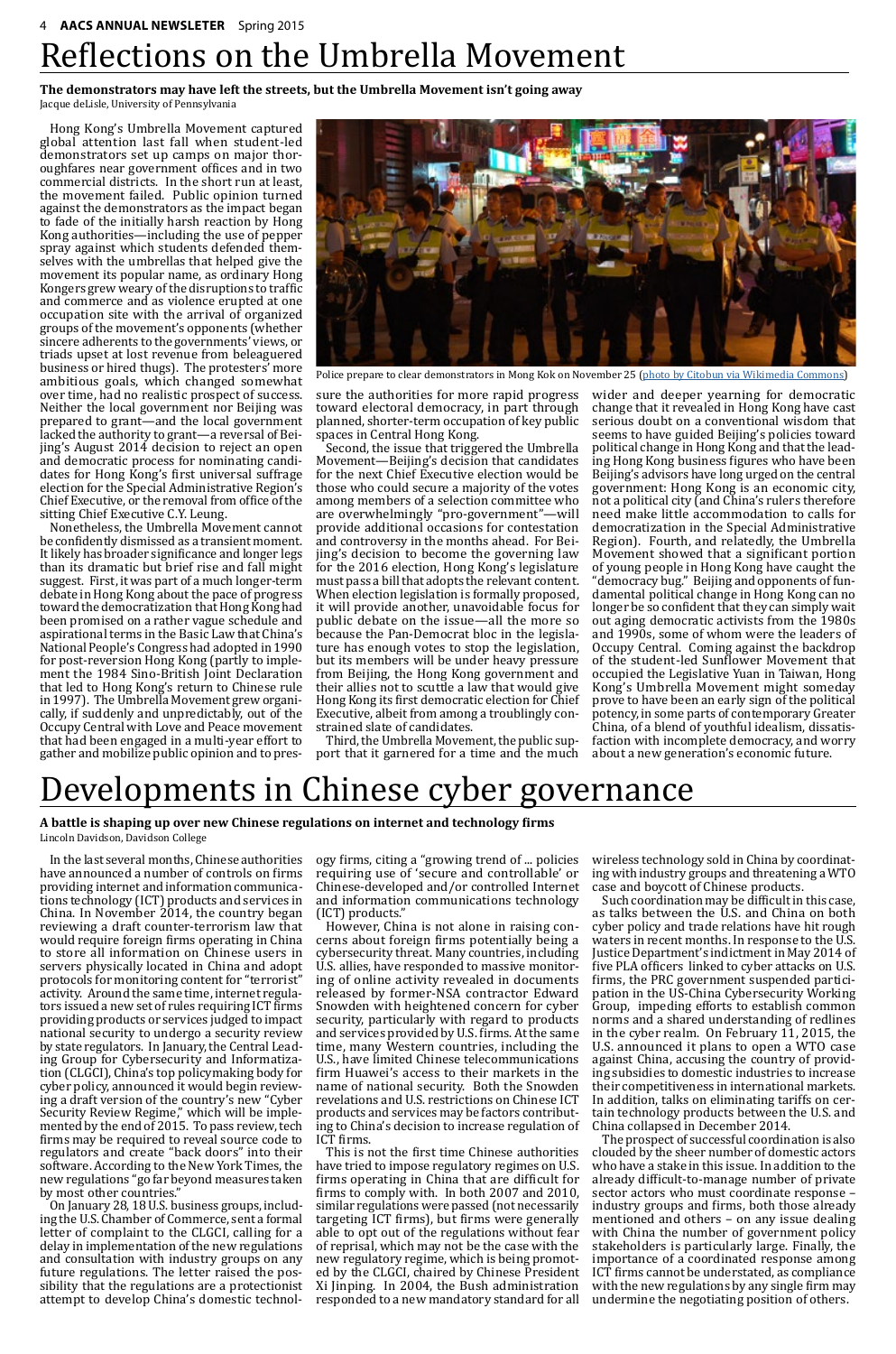# Reflections on the Umbrella Movement

**The demonstrators may have left the streets, but the Umbrella Movement isn't going away**

Jacque deLisle, University of Pennsylvania

Hong Kong's Umbrella Movement captured global attention last fall when student-led demonstrators set up camps on major thoroughfares near government offices and in two commercial districts. In the short run at least, the movement failed. Public opinion turned against the demonstrators as the impact began to fade of the initially harsh reaction by Hong Kong authorities—including the use of pepper spray against which students defended themselves with the umbrellas that helped give the movement its popular name, as ordinary Hong Kongers grew weary of the disruptions to traffic and commerce and as violence erupted at one occupation site with the arrival of organized groups of the movement's opponents (whether sincere adherents to the governments' views, or triads upset at lost revenue from beleaguered business or hired thugs). The protesters' more ambitious goals, which changed somewhat over time, had no realistic prospect of success. Neither the local government nor Beijing was prepared to grant—and the local government lacked the authority to grant—a reversal of Beijing's August 2014 decision to reject an open and democratic process for nominating candidates for Hong Kong's first universal suffrage election for the Special Administrative Region's Chief Executive, or the removal from office of the sitting Chief Executive C.Y. Leung.

Police prepare to clear demonstrators in Mong Kok on November 25 (photo by Citobun via Wikimedia Commons)

Nonetheless, the Umbrella Movement cannot be confidently dismissed as a transient moment. It likely has broader significance and longer legs than its dramatic but brief rise and fall might suggest. First, it was part of a much longer-term debate in Hong Kong about the pace of progress toward the democratization that Hong Kong had been promised on a rather vague schedule and aspirational terms in the Basic Law that China's National People's Congress had adopted in 1990 for post-reversion Hong Kong (partly to implement the 1984 Sino-British Joint Declaration that led to Hong Kong's return to Chinese rule in 1997). The Umbrella Movement grew organically, if suddenly and unpredictably, out of the Occupy Central with Love and Peace movement that had been engaged in a multi-year effort to gather and mobilize public opinion and to pressure the authorities for more rapid progress toward electoral democracy, in part through planned, shorter-term occupation of key public spaces in Central Hong Kong.

Second, the issue that triggered the Umbrella Movement—Beijing's decision that candidates for the next Chief Executive election would be those who could secure a majority of the votes among members of a selection committee who are overwhelmingly "pro-government"—will provide additional occasions for contestation and controversy in the months ahead. For Beijing's decision to become the governing law for the 2016 election, Hong Kong's legislature must pass a bill that adopts the relevant content. When election legislation is formally proposed, it will provide another, unavoidable focus for public debate on the issue—all the more so because the Pan-Democrat bloc in the legislature has enough votes to stop the legislation, but its members will be under heavy pressure from Beijing, the Hong Kong government and their allies not to scuttle a law that would give Hong Kong its first democratic election for Chief Executive, albeit from among a troublingly constrained slate of candidates.

Third, the Umbrella Movement, the public support that it garnered for a time and the much wider and deeper yearning for democratic change that it revealed in Hong Kong have cast serious doubt on a conventional wisdom that seems to have guided Beijing's policies toward political change in Hong Kong and that the leading Hong Kong business figures who have been Beijing's advisors have long urged on the central government: Hong Kong is an economic city, not a political city (and China's rulers therefore need make little accommodation to calls for democratization in the Special Administrative Region). Fourth, and relatedly, the Umbrella Movement showed that a significant portion of young people in Hong Kong have caught the "democracy bug." Beijing and opponents of fundamental political change in Hong Kong can no longer be so confident that they can simply wait out aging democratic activists from the 1980s and 1990s, some of whom were the leaders of Occupy Central. Coming against the backdrop of the student-led Sunflower Movement that occupied the Legislative Yuan in Taiwan, Hong Kong's Umbrella Movement might someday prove to have been an early sign of the political potency, in some parts of contemporary Greater China, of a blend of youthful idealism, dissatisfaction with incomplete democracy, and worry about a new generation's economic future.

# Developments in Chinese cyber governance

**A battle is shaping up over new Chinese regulations on internet and technology firms**

Lincoln Davidson, Davidson College

In the last several months, Chinese authorities have announced a number of controls on firms providing internet and information communications technology (ICT) products and services in China. In November 2014, the country began reviewing a draft counter-terrorism law that would require foreign firms operating in China to store all information on Chinese users in servers physically located in China and adopt protocols for monitoring content for "terrorist" activity. Around the same time, internet regulators issued a new set of rules requiring ICT firms providing products or services judged to impact national security to undergo a security review by state regulators. In January, the Central Leading Group for Cybersecurity and Informatization (CLGCI), China's top policymaking body for cyber policy, announced it would begin reviewing a draft version of the country's new "Cyber Security Review Regime," which will be implemented by the end of 2015. To pass review, tech firms may be required to reveal source code to regulators and create "back doors" into their software. According to the New York Times, the new regulations "go far beyond measures taken by most other countries."

On January 28, 18 U.S. business groups, including the U.S. Chamber of Commerce, sent a formal letter of complaint to the CLGCI, calling for a delay in implementation of the new regulations and consultation with industry groups on any future regulations. The letter raised the possibility that the regulations are a protectionist attempt to develop China's domestic technology firms, citing a "growing trend of ... policies requiring use of 'secure and controllable' or Chinese-developed and/or controlled Internet and information communications technology (ICT) products."

However, China is not alone in raising concerns about foreign firms potentially being a cybersecurity threat. Many countries, including U.S. allies, have responded to massive monitoring of online activity revealed in documents released by former-NSA contractor Edward Snowden with heightened concern for cyber security, particularly with regard to products and services provided by U.S. firms. At the same time, many Western countries, including the U.S., have limited Chinese telecommunications firm Huawei's access to their markets in the name of national security. Both the Snowden revelations and U.S. restrictions on Chinese ICT products and services may be factors contributing to China's decision to increase regulation of ICT firms.

This is not the first time Chinese authorities have tried to impose regulatory regimes on U.S. firms operating in China that are difficult for firms to comply with. In both 2007 and 2010, similar regulations were passed (not necessarily targeting ICT firms), but firms were generally able to opt out of the regulations without fear of reprisal, which may not be the case with the new regulatory regime, which is being promoted by the CLGCI, chaired by Chinese President Xi Jinping. In 2004, the Bush administration responded to a new mandatory standard for all wireless technology sold in China by coordinating with industry groups and threatening a WTO case and boycott of Chinese products.

Such coordination may be difficult in this case, as talks between the U.S. and China on both cyber policy and trade relations have hit rough waters in recent months. In response to the U.S. Justice Department's indictment in May 2014 of five PLA officers linked to cyber attacks on U.S. firms, the PRC government suspended participation in the US-China Cybersecurity Working Group, impeding efforts to establish common norms and a shared understanding of redlines in the cyber realm. On February 11, 2015, the U.S. announced it plans to open a WTO case against China, accusing the country of providing subsidies to domestic industries to increase their competitiveness in international markets. In addition, talks on eliminating tariffs on certain technology products between the U.S. and China collapsed in December 2014.

The prospect of successful coordination is also clouded by the sheer number of domestic actors who have a stake in this issue. In addition to the already difficult-to-manage number of private sector actors who must coordinate response – industry groups and firms, both those already mentioned and others – on any issue dealing with China the number of government policy stakeholders is particularly large. Finally, the importance of a coordinated response among ICT firms cannot be understated, as compliance with the new regulations by any single firm may undermine the negotiating position of others.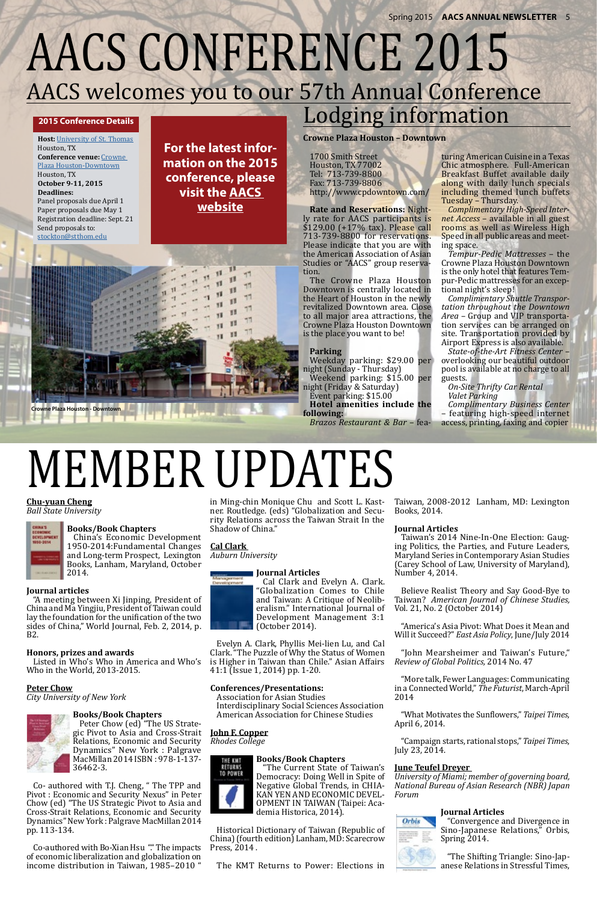# AACS CONFERENCE 2015

## AACS welcomes you to our 57th Annual Conference

### 2015 Conference Details

**Host:** University of St. Thomas
Houston, TX
**Conference venue:** Crowne Plaza Houston-Downtown
Houston, TX
**October 9-11, 2015**
**Deadlines:**
Panel proposals due April 1
Paper proposals due May 1
Registration deadline: Sept. 21
Send proposals to:
stockton@stthom.edu

**For the latest information on the 2015 conference, please visit the AACS website**

Crowne Plaza Houston - Downtown

## Lodging information

**Crowne Plaza Houston – Downtown**

1700 Smith Street
Houston, TX 77002
Tel: 713-739-8800
Fax: 713-739-8806
http://www.cpdowntown.com/

**Rate and Reservations:** Nightly rate for AACS participants is $129.00 (+17% tax). Please call 713-739-8800 for reservations. Please indicate that you are with the American Association of Asian Studies or "AACS" group reservation.

The Crowne Plaza Houston Downtown is centrally located in the Heart of Houston in the newly revitalized Downtown area. Close to all major area attractions, the Crowne Plaza Houston Downtown is the place you want to be!

**Parking**
Weekday parking: $29.00 per night (Sunday - Thursday)
Weekend parking: $15.00 per night (Friday & Saturday)
Event parking: $15.00

**Hotel amenities include the following:**

*Brazos Restaurant & Bar* – featuring American Cuisine in a Texas Chic atmosphere. Full-American Breakfast Buffet available daily along with daily lunch specials including themed lunch buffets Tuesday – Thursday.

*Complimentary High-Speed Internet Access* – available in all guest rooms as well as Wireless High Speed in all public areas and meeting space.

*Tempur-Pedic Mattresses* – the Crowne Plaza Houston Downtown is the only hotel that features Tempur-Pedic mattresses for an exceptional night's sleep!

*Complimentary Shuttle Transportation throughout the Downtown Area* – Group and VIP transportation services can be arranged on site. Transportation provided by Airport Express is also available.

*State-of-the-Art Fitness Center* – overlooking our beautiful outdoor pool is available at no charge to all guests.

*On-Site Thrifty Car Rental*

*Valet Parking*

*Complimentary Business Center* – featuring high-speed internet access, printing, faxing and copier

# MEMBER UPDATES

**Chu-yuan Cheng**
*Ball State University*

**Books/Book Chapters**
China's Economic Development 1950-2014:Fundamental Changes and Long-term Prospect, Lexington Books, Lanham, Maryland, October 2014.

**Journal articles**
"A meeting between Xi Jinping, President of China and Ma Yingjiu, President of Taiwan could lay the foundation for the unification of the two sides of China," World Journal, Feb. 2, 2014, p. B2.

**Honors, prizes and awards**
Listed in Who's Who in America and Who's Who in the World, 2013-2015.

**Peter Chow**
*City University of New York*

**Books/Book Chapters**
Peter Chow (ed) "The US Strategic Pivot to Asia and Cross-Strait Relations, Economic and Security Dynamics" New York : Palgrave MacMillan 2014 ISBN : 978-1-137-36462-3.

Co- authored with T.J. Cheng, " The TPP and Pivot : Economic and Security Nexus" in Peter Chow (ed) "The US Strategic Pivot to Asia and Cross-Strait Relations, Economic and Security Dynamics" New York : Palgrave MacMillan 2014 pp. 113-134.

Co-authored with Bo-Xian Hsu "" The impacts of economic liberalization and globalization on income distribution in Taiwan, 1985–2010 " in Ming-chin Monique Chu and Scott L. Kastner. Routledge. (eds) "Globalization and Security Relations across the Taiwan Strait In the Shadow of China."

**Cal Clark**
*Auburn University*

**Journal Articles**
Cal Clark and Evelyn A. Clark. "Globalization Comes to Chile and Taiwan: A Critique of Neoliberalism." International Journal of Development Management 3:1 (October 2014).

Evelyn A. Clark, Phyllis Mei-lien Lu, and Cal Clark. "The Puzzle of Why the Status of Women is Higher in Taiwan than Chile." Asian Affairs 41:1 (Issue 1, 2014) pp. 1-20.

**Conferences/Presentations:**
Association for Asian Studies
Interdisciplinary Social Sciences Association
American Association for Chinese Studies

**John F. Copper**
*Rhodes College*

**Books/Book Chapters**
"The Current State of Taiwan's Democracy: Doing Well in Spite of Negative Global Trends, in CHIA-KAN YEN AND ECONOMIC DEVELOPMENT IN TAIWAN (Taipei: Academia Historica, 2014).

Historical Dictionary of Taiwan (Republic of China) (fourth edition) Lanham, MD: Scarecrow Press, 2014 .

The KMT Returns to Power: Elections in Taiwan, 2008-2012 Lanham, MD: Lexington Books, 2014.

**Journal Articles**
Taiwan's 2014 Nine-In-One Election: Gauging Politics, the Parties, and Future Leaders, Maryland Series in Contemporary Asian Studies (Carey School of Law, University of Maryland), Number 4, 2014.

Believe Realist Theory and Say Good-Bye to Taiwan? *American Journal of Chinese Studies,* Vol. 21, No. 2 (October 2014)

"America's Asia Pivot: What Does it Mean and Will it Succeed?" *East Asia Policy*, June/July 2014

"John Mearsheimer and Taiwan's Future," *Review of Global Politics,* 2014 No. 47

"More talk, Fewer Languages: Communicating in a Connected World," *The Futurist*, March-April 2014

"What Motivates the Sunflowers," *Taipei Times*, April 6, 2014.

"Campaign starts, rational stops," *Taipei Times*, July 23, 2014.

**June Teufel Dreyer**
*University of Miami; member of governing board, National Bureau of Asian Research (NBR) Japan Forum*

**Journal Articles**
"Convergence and Divergence in Sino-Japanese Relations," Orbis, Spring 2014.

"The Shifting Triangle: Sino-Japanese Relations in Stressful Times,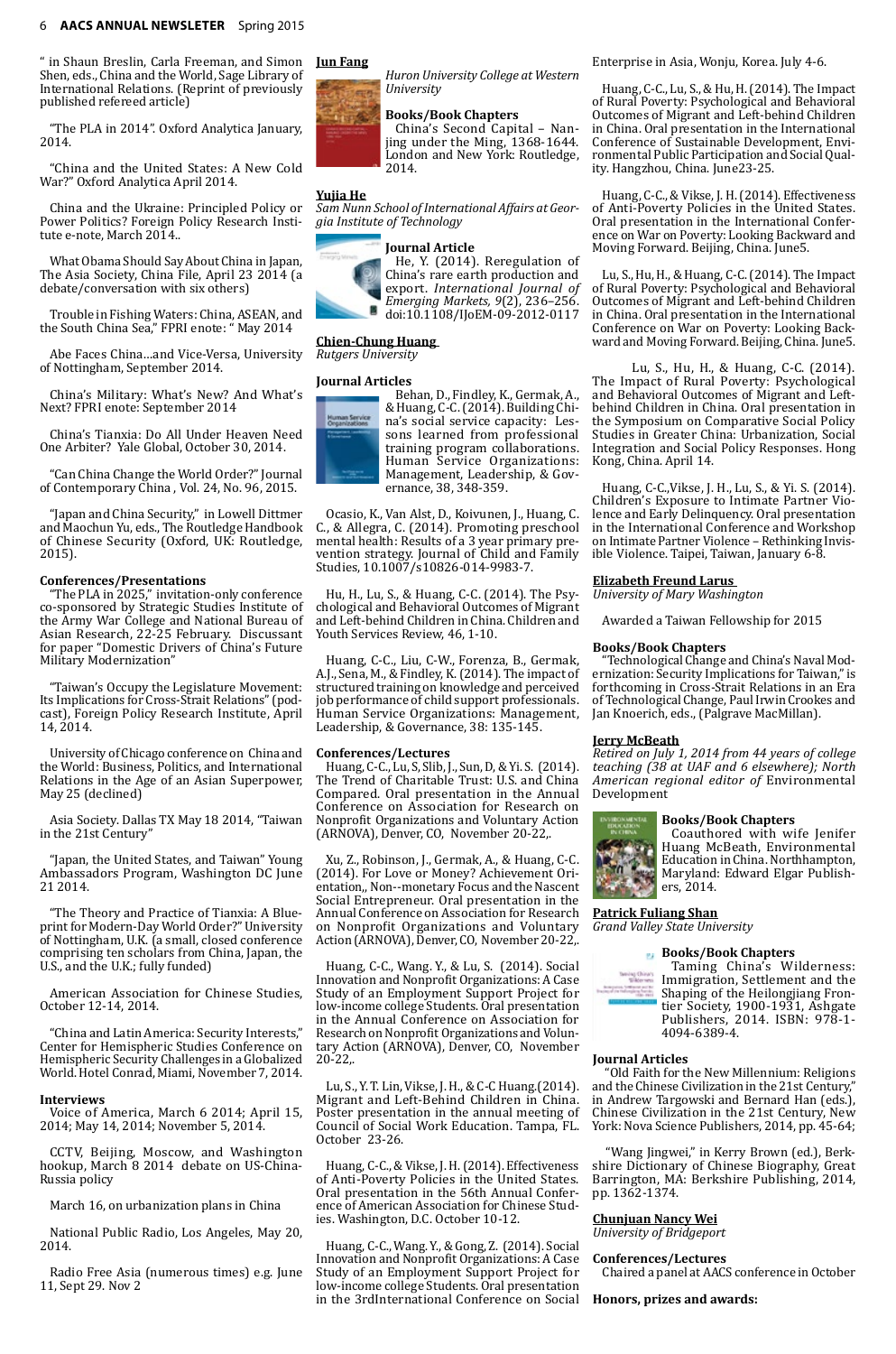" in Shaun Breslin, Carla Freeman, and Simon Shen, eds., China and the World, Sage Library of International Relations. (Reprint of previously published refereed article)

"The PLA in 2014". Oxford Analytica January, 2014.

"China and the United States: A New Cold War?" Oxford Analytica April 2014.

China and the Ukraine: Principled Policy or Power Politics? Foreign Policy Research Institute e-note, March 2014..

What Obama Should Say About China in Japan, The Asia Society, China File, April 23 2014 (a debate/conversation with six others)

Trouble in Fishing Waters: China, ASEAN, and the South China Sea," FPRI enote: " May 2014

Abe Faces China…and Vice-Versa, University of Nottingham, September 2014.

China's Military: What's New? And What's Next? FPRI enote: September 2014

China's Tianxia: Do All Under Heaven Need One Arbiter? Yale Global, October 30, 2014.

"Can China Change the World Order?" Journal of Contemporary China , Vol. 24, No. 96, 2015.

"Japan and China Security," in Lowell Dittmer and Maochun Yu, eds., The Routledge Handbook of Chinese Security (Oxford, UK: Routledge, 2015).

**Conferences/Presentations**

"The PLA in 2025," invitation-only conference co-sponsored by Strategic Studies Institute of the Army War College and National Bureau of Asian Research, 22-25 February. Discussant for paper "Domestic Drivers of China's Future Military Modernization"

"Taiwan's Occupy the Legislature Movement: Its Implications for Cross-Strait Relations" (podcast), Foreign Policy Research Institute, April 14, 2014.

University of Chicago conference on China and the World: Business, Politics, and International Relations in the Age of an Asian Superpower, May 25 (declined)

Asia Society. Dallas TX May 18 2014, "Taiwan in the 21st Century"

"Japan, the United States, and Taiwan" Young Ambassadors Program, Washington DC June 21 2014.

"The Theory and Practice of Tianxia: A Blueprint for Modern-Day World Order?" University of Nottingham, U.K. (a small, closed conference comprising ten scholars from China, Japan, the U.S., and the U.K.; fully funded)

American Association for Chinese Studies, October 12-14, 2014.

"China and Latin America: Security Interests," Center for Hemispheric Studies Conference on Hemispheric Security Challenges in a Globalized World. Hotel Conrad, Miami, November 7, 2014.

**Interviews**

Voice of America, March 6 2014; April 15, 2014; May 14, 2014; November 5, 2014.

CCTV, Beijing, Moscow, and Washington hookup, March 8 2014 debate on US-China-Russia policy

March 16, on urbanization plans in China

National Public Radio, Los Angeles, May 20, 2014.

Radio Free Asia (numerous times) e.g. June 11, Sept 29. Nov 2

## Jun Fang

*Huron University College at Western University*

**Books/Book Chapters**

China's Second Capital – Nanjing under the Ming, 1368-1644. London and New York: Routledge, 2014.

## Yujia He

*Sam Nunn School of International Affairs at Georgia Institute of Technology*

**Journal Article**

He, Y. (2014). Reregulation of China's rare earth production and export. *International Journal of Emerging Markets, 9*(2), 236–256. doi:10.1108/IJoEM-09-2012-0117

## Chien-Chung Huang

*Rutgers University*

**Journal Articles**

Behan, D., Findley, K., Germak, A., & Huang, C-C. (2014). Building China's social service capacity: Lessons learned from professional training program collaborations. Human Service Organizations: Management, Leadership, & Governance, 38, 348-359.

Ocasio, K., Van Alst, D., Koivunen, J., Huang, C. C., & Allegra, C. (2014). Promoting preschool mental health: Results of a 3 year primary prevention strategy. Journal of Child and Family Studies, 10.1007/s10826-014-9983-7.

Hu, H., Lu, S., & Huang, C-C. (2014). The Psychological and Behavioral Outcomes of Migrant and Left-behind Children in China. Children and Youth Services Review, 46, 1-10.

Huang, C-C., Liu, C-W., Forenza, B., Germak, A.J., Sena, M., & Findley, K. (2014). The impact of structured training on knowledge and perceived job performance of child support professionals. Human Service Organizations: Management, Leadership, & Governance, 38: 135-145.

**Conferences/Lectures**

Huang, C-C., Lu, S, Slib, J., Sun, D, & Yi, S. (2014). The Trend of Charitable Trust: U.S. and China Compared. Oral presentation in the Annual Conference on Association for Research on Nonprofit Organizations and Voluntary Action (ARNOVA), Denver, CO, November 20-22,.

Xu, Z., Robinson, J., Germak, A., & Huang, C-C. (2014). For Love or Money? Achievement Orientation,, Non--monetary Focus and the Nascent Social Entrepreneur. Oral presentation in the Annual Conference on Association for Research on Nonprofit Organizations and Voluntary Action (ARNOVA), Denver, CO, November 20-22,.

Huang, C-C., Wang. Y., & Lu, S. (2014). Social Innovation and Nonprofit Organizations: A Case Study of an Employment Support Project for low-income college Students. Oral presentation in the Annual Conference on Association for Research on Nonprofit Organizations and Voluntary Action (ARNOVA), Denver, CO, November 20-22,.

Lu, S., Y. T. Lin, Vikse, J. H., & C-C Huang.(2014). Migrant and Left-Behind Children in China. Poster presentation in the annual meeting of Council of Social Work Education. Tampa, FL. October 23-26.

Huang, C-C., & Vikse, J. H. (2014). Effectiveness of Anti-Poverty Policies in the United States. Oral presentation in the 56th Annual Conference of American Association for Chinese Studies. Washington, D.C. October 10-12.

Huang, C-C., Wang. Y., & Gong, Z. (2014). Social Innovation and Nonprofit Organizations: A Case Study of an Employment Support Project for low-income college Students. Oral presentation in the 3rdInternational Conference on Social Enterprise in Asia, Wonju, Korea. July 4-6.

Huang, C-C., Lu, S., & Hu, H. (2014). The Impact of Rural Poverty: Psychological and Behavioral Outcomes of Migrant and Left-behind Children in China. Oral presentation in the International Conference of Sustainable Development, Environmental Public Participation and Social Quality. Hangzhou, China. June23-25.

Huang, C-C., & Vikse, J. H. (2014). Effectiveness of Anti-Poverty Policies in the United States. Oral presentation in the International Conference on War on Poverty: Looking Backward and Moving Forward. Beijing, China. June5.

Lu, S., Hu, H., & Huang, C-C. (2014). The Impact of Rural Poverty: Psychological and Behavioral Outcomes of Migrant and Left-behind Children in China. Oral presentation in the International Conference on War on Poverty: Looking Backward and Moving Forward. Beijing, China. June5.

Lu, S., Hu, H., & Huang, C-C. (2014). The Impact of Rural Poverty: Psychological and Behavioral Outcomes of Migrant and Left-behind Children in China. Oral presentation in the Symposium on Comparative Social Policy Studies in Greater China: Urbanization, Social Integration and Social Policy Responses. Hong Kong, China. April 14.

Huang, C-C.,Vikse, J. H., Lu, S., & Yi. S. (2014). Children's Exposure to Intimate Partner Violence and Early Delinquency. Oral presentation in the International Conference and Workshop on Intimate Partner Violence – Rethinking Invisible Violence. Taipei, Taiwan, January 6-8.

## Elizabeth Freund Larus

*University of Mary Washington*

Awarded a Taiwan Fellowship for 2015

**Books/Book Chapters**

"Technological Change and China's Naval Modernization: Security Implications for Taiwan," is forthcoming in Cross-Strait Relations in an Era of Technological Change, Paul Irwin Crookes and Jan Knoerich, eds., (Palgrave MacMillan).

## Jerry McBeath

*Retired on July 1, 2014 from 44 years of college teaching (38 at UAF and 6 elsewhere); North American regional editor of* Environmental Development

**Books/Book Chapters**

Coauthored with wife Jenifer Huang McBeath, Environmental Education in China. Northhampton, Maryland: Edward Elgar Publishers, 2014.

## Patrick Fuliang Shan

*Grand Valley State University*

**Books/Book Chapters**

Taming China's Wilderness: Immigration, Settlement and the Shaping of the Heilongjiang Frontier Society, 1900-1931, Ashgate Publishers, 2014. ISBN: 978-1-4094-6389-4.

**Journal Articles**

"Old Faith for the New Millennium: Religions and the Chinese Civilization in the 21st Century," in Andrew Targowski and Bernard Han (eds.), Chinese Civilization in the 21st Century, New York: Nova Science Publishers, 2014, pp. 45-64;

"Wang Jingwei," in Kerry Brown (ed.), Berkshire Dictionary of Chinese Biography, Great Barrington, MA: Berkshire Publishing, 2014, pp. 1362-1374.

## Chunjuan Nancy Wei

*University of Bridgeport*

**Conferences/Lectures**

Chaired a panel at AACS conference in October

**Honors, prizes and awards:**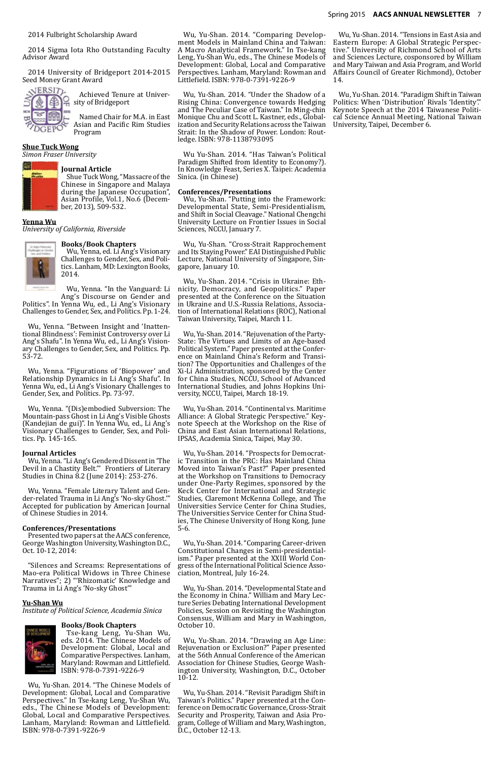2014 Fulbright Scholarship Award

2014 Sigma Iota Rho Outstanding Faculty Advisor Award

2014 University of Bridgeport 2014-2015 Seed Money Grant Award

Achieved Tenure at University of Bridgeport

Named Chair for M.A. in East Asian and Pacific Rim Studies Program

**Shue Tuck Wong**
*Simon Fraser University*

**Journal Article**
Shue Tuck Wong, "Massacre of the Chinese in Singapore and Malaya during the Japanese Occupation", Asian Profile, Vol.1, No.6 (December, 2013), 509-532.

**Yenna Wu**
*University of California, Riverside*

**Books/Book Chapters**
Wu, Yenna, ed. Li Ang's Visionary Challenges to Gender, Sex, and Politics. Lanham, MD: Lexington Books, 2014.

Wu, Yenna. "In the Vanguard: Li Ang's Discourse on Gender and Politics". In Yenna Wu, ed., Li Ang's Visionary Challenges to Gender, Sex, and Politics. Pp. 1-24.

Wu, Yenna. "Between Insight and 'Inattentional Blindness': Feminist Controversy over Li Ang's Shafu". In Yenna Wu, ed., Li Ang's Visionary Challenges to Gender, Sex, and Politics. Pp. 53-72.

Wu, Yenna. "Figurations of 'Biopower' and Relationship Dynamics in Li Ang's Shafu". In Yenna Wu, ed., Li Ang's Visionary Challenges to Gender, Sex, and Politics. Pp. 73-97.

Wu, Yenna. "(Dis)embodied Subversion: The Mountain-pass Ghost in Li Ang's Visible Ghosts (Kandejian de gui)". In Yenna Wu, ed., Li Ang's Visionary Challenges to Gender, Sex, and Politics. Pp. 145-165.

**Journal Articles**
Wu, Yenna. "Li Ang's Gendered Dissent in 'The Devil in a Chastity Belt.'" Frontiers of Literary Studies in China 8.2 (June 2014): 253-276.

Wu, Yenna. "Female Literary Talent and Gender-related Trauma in Li Ang's 'No-sky Ghost.'" Accepted for publication by American Journal of Chinese Studies in 2014.

**Conferences/Presentations**
Presented two papers at the AACS conference, George Washington University, Washington D.C., Oct. 10-12, 2014:

"Silences and Screams: Representations of Mao-era Political Widows in Three Chinese Narratives"; 2) "'Rhizomatic' Knowledge and Trauma in Li Ang's 'No-sky Ghost'"

**Yu-Shan Wu**
*Institute of Political Science, Academia Sinica*

**Books/Book Chapters**
Tse-kang Leng, Yu-Shan Wu, eds. 2014. The Chinese Models of Development: Global, Local and Comparative Perspectives. Lanham, Maryland: Rowman and Littlefield. ISBN: 978-0-7391-9226-9

Wu, Yu-Shan. 2014. "The Chinese Models of Development: Global, Local and Comparative Perspectives." In Tse-kang Leng, Yu-Shan Wu, eds., The Chinese Models of Development: Global, Local and Comparative Perspectives. Lanham, Maryland: Rowman and Littlefield. ISBN: 978-0-7391-9226-9

Wu, Yu-Shan. 2014. "Comparing Development Models in Mainland China and Taiwan: A Macro Analytical Framework." In Tse-kang Leng, Yu-Shan Wu, eds., The Chinese Models of Development: Global, Local and Comparative Perspectives. Lanham, Maryland: Rowman and Littlefield. ISBN: 978-0-7391-9226-9

Wu, Yu-Shan. 2014. "Under the Shadow of a Rising China: Convergence towards Hedging and The Peculiar Case of Taiwan." In Ming-chin Monique Chu and Scott L. Kastner, eds., Globalization and Security Relations across the Taiwan Strait: In the Shadow of Power. London: Routledge. ISBN: 978-1138793095

Wu Yu-Shan. 2014. "Has Taiwan's Political Paradigm Shifted from Identity to Economy?). In Knowledge Feast, Series X. Taipei: Academia Sinica. (in Chinese)

**Conferences/Presentations**
Wu, Yu-Shan. "Putting into the Framework: Developmental State, Semi-Presidentialism, and Shift in Social Cleavage." National Chengchi University Lecture on Frontier Issues in Social Sciences, NCCU, January 7.

Wu, Yu-Shan. "Cross-Strait Rapprochement and Its Staying Power." EAI Distinguished Public Lecture, National University of Singapore, Singapore, January 10.

Wu, Yu-Shan. 2014. "Crisis in Ukraine: Ethnicity, Democracy, and Geopolitics." Paper presented at the Conference on the Situation in Ukraine and U.S.-Russia Relations, Association of International Relations (ROC), National Taiwan University, Taipei, March 11.

Wu, Yu-Shan. 2014. "Rejuvenation of the Party-State: The Virtues and Limits of an Age-based Political System." Paper presented at the Conference on Mainland China's Reform and Transition? The Opportunities and Challenges of the Xi-Li Administration, sponsored by the Center for China Studies, NCCU, School of Advanced International Studies, and Johns Hopkins University, NCCU, Taipei, March 18-19.

Wu, Yu-Shan. 2014. "Continental vs. Maritime Alliance: A Global Strategic Perspective." Keynote Speech at the Workshop on the Rise of China and East Asian International Relations, IPSAS, Academia Sinica, Taipei, May 30.

Wu, Yu-Shan. 2014. "Prospects for Democratic Transition in the PRC: Has Mainland China Moved into Taiwan's Past?" Paper presented at the Workshop on Transitions to Democracy under One-Party Regimes, sponsored by the Keck Center for International and Strategic Studies, Claremont McKenna College, and The Universities Service Center for China Studies, The Universities Service Center for China Studies, The Chinese University of Hong Kong, June 5-6.

Wu, Yu-Shan. 2014. "Comparing Career-driven Constitutional Changes in Semi-presidentialism." Paper presented at the XXIII World Congress of the International Political Science Association, Montreal, July 16-24.

Wu, Yu-Shan. 2014. "Developmental State and the Economy in China." William and Mary Lecture Series Debating International Development Policies, Session on Revisiting the Washington Consensus, William and Mary in Washington, October 10.

Wu, Yu-Shan. 2014. "Drawing an Age Line: Rejuvenation or Exclusion?" Paper presented at the 56th Annual Conference of the American Association for Chinese Studies, George Washington University, Washington, D.C., October 10-12.

Wu, Yu-Shan. 2014. "Revisit Paradigm Shift in Taiwan's Politics." Paper presented at the Conference on Democratic Governance, Cross-Strait Security and Prosperity, Taiwan and Asia Program, College of William and Mary, Washington, D.C., October 12-13.

Wu, Yu-Shan. 2014. "Tensions in East Asia and Eastern Europe: A Global Strategic Perspective." University of Richmond School of Arts and Sciences Lecture, cosponsored by William and Mary Taiwan and Asia Program, and World Affairs Council of Greater Richmond), October 14.

Wu, Yu-Shan. 2014. "Paradigm Shift in Taiwan Politics: When 'Distribution' Rivals 'Identity'." Keynote Speech at the 2014 Taiwanese Political Science Annual Meeting, National Taiwan University, Taipei, December 6.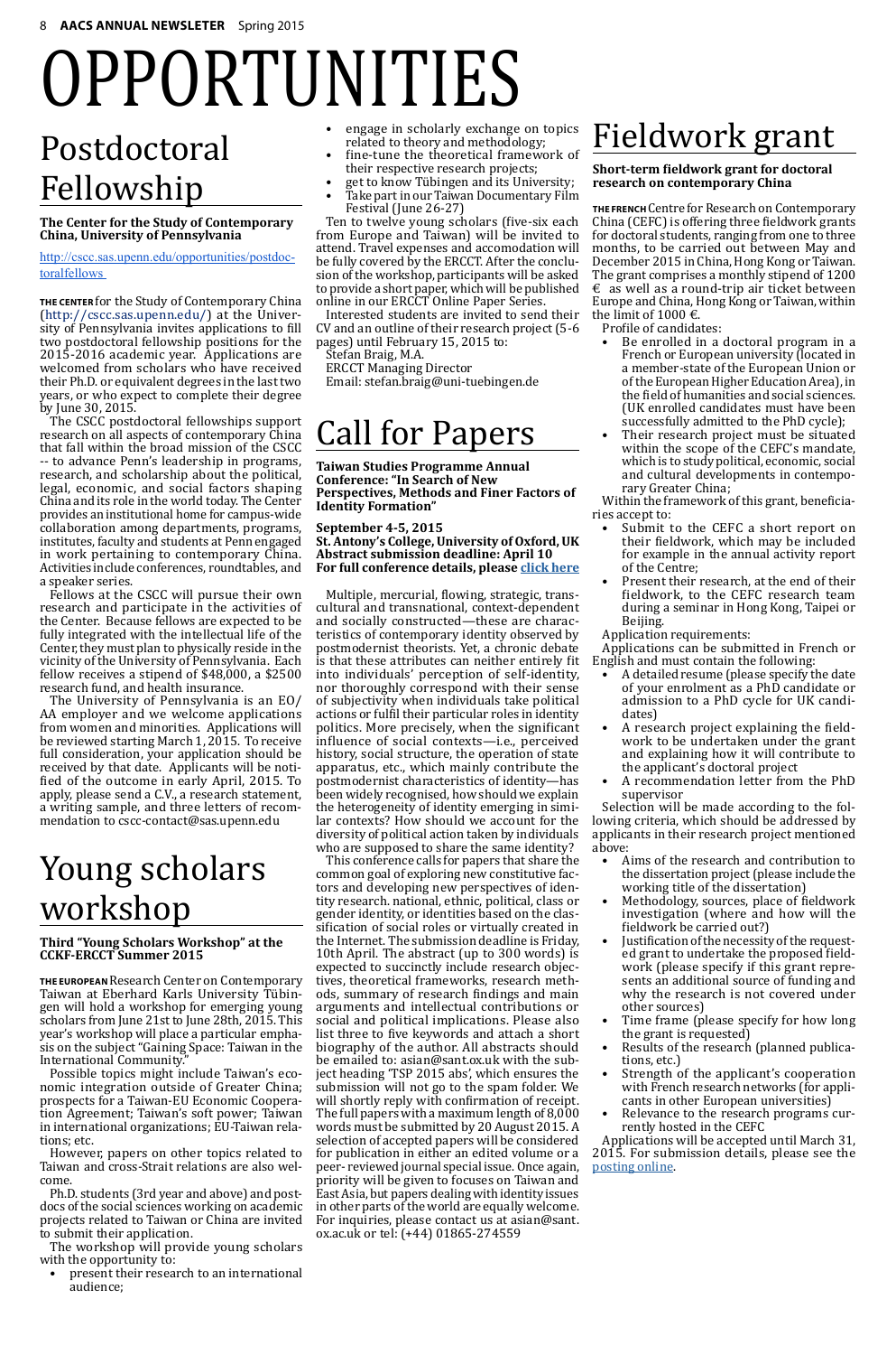# OPPORTUNITIES

## Postdoctoral Fellowship

**The Center for the Study of Contemporary China, University of Pennsylvania**

http://cscc.sas.upenn.edu/opportunities/postdoctoralfellows

THE CENTER for the Study of Contemporary China (http://cscc.sas.upenn.edu/) at the University of Pennsylvania invites applications to fill two postdoctoral fellowship positions for the 2015-2016 academic year. Applications are welcomed from scholars who have received their Ph.D. or equivalent degrees in the last two years, or who expect to complete their degree by June 30, 2015.

The CSCC postdoctoral fellowships support research on all aspects of contemporary China that fall within the broad mission of the CSCC -- to advance Penn's leadership in programs, research, and scholarship about the political, legal, economic, and social factors shaping China and its role in the world today. The Center provides an institutional home for campus-wide collaboration among departments, programs, institutes, faculty and students at Penn engaged in work pertaining to contemporary China. Activities include conferences, roundtables, and a speaker series.

Fellows at the CSCC will pursue their own research and participate in the activities of the Center. Because fellows are expected to be fully integrated with the intellectual life of the Center, they must plan to physically reside in the vicinity of the University of Pennsylvania. Each fellow receives a stipend of $48,000, a $2500 research fund, and health insurance.

The University of Pennsylvania is an EO/AA employer and we welcome applications from women and minorities. Applications will be reviewed starting March 1, 2015. To receive full consideration, your application should be received by that date. Applicants will be notified of the outcome in early April, 2015. To apply, please send a C.V., a research statement, a writing sample, and three letters of recommendation to cscc-contact@sas.upenn.edu

## Young scholars workshop

**Third "Young Scholars Workshop" at the CCKF-ERCCT Summer 2015**

THE EUROPEAN Research Center on Contemporary Taiwan at Eberhard Karls University Tübingen will hold a workshop for emerging young scholars from June 21st to June 28th, 2015. This year's workshop will place a particular emphasis on the subject "Gaining Space: Taiwan in the International Community."

Possible topics might include Taiwan's economic integration outside of Greater China; prospects for a Taiwan-EU Economic Cooperation Agreement; Taiwan's soft power; Taiwan in international organizations; EU-Taiwan relations; etc.

However, papers on other topics related to Taiwan and cross-Strait relations are also welcome.

Ph.D. students (3rd year and above) and postdocs of the social sciences working on academic projects related to Taiwan or China are invited to submit their application.

The workshop will provide young scholars with the opportunity to:

- present their research to an international audience;
- engage in scholarly exchange on topics related to theory and methodology;
- fine-tune the theoretical framework of their respective research projects;
- get to know Tübingen and its University;
- Take part in our Taiwan Documentary Film Festival (June 26-27)

Ten to twelve young scholars (five-six each from Europe and Taiwan) will be invited to attend. Travel expenses and accomodation will be fully covered by the ERCCT. After the conclusion of the workshop, participants will be asked to provide a short paper, which will be published online in our ERCCT Online Paper Series.

Interested students are invited to send their CV and an outline of their research project (5-6 pages) until February 15, 2015 to:

Stefan Braig, M.A.
ERCCT Managing Director
Email: stefan.braig@uni-tuebingen.de

## Call for Papers

**Taiwan Studies Programme Annual Conference: "In Search of New Perspectives, Methods and Finer Factors of Identity Formation"**

**September 4-5, 2015**
**St. Antony's College, University of Oxford, UK**
**Abstract submission deadline: April 10**
**For full conference details, please click here**

Multiple, mercurial, flowing, strategic, transcultural and transnational, context-dependent and socially constructed—these are characteristics of contemporary identity observed by postmodernist theorists. Yet, a chronic debate is that these attributes can neither entirely fit into individuals' perception of self-identity, nor thoroughly correspond with their sense of subjectivity when individuals take political actions or fulfil their particular roles in identity politics. More precisely, when the significant influence of social contexts—i.e., perceived history, social structure, the operation of state apparatus, etc., which mainly contribute the postmodernist characteristics of identity—has been widely recognised, how should we explain the heterogeneity of identity emerging in similar contexts? How should we account for the diversity of political action taken by individuals who are supposed to share the same identity?

This conference calls for papers that share the common goal of exploring new constitutive factors and developing new perspectives of identity research. national, ethnic, political, class or gender identity, or identities based on the classification of social roles or virtually created in the Internet. The submission deadline is Friday, 10th April. The abstract (up to 300 words) is expected to succinctly include research objectives, theoretical frameworks, research methods, summary of research findings and main arguments and intellectual contributions or social and political implications. Please also list three to five keywords and attach a short biography of the author. All abstracts should be emailed to: asian@sant.ox.uk with the subject heading 'TSP 2015 abs', which ensures the submission will not go to the spam folder. We will shortly reply with confirmation of receipt. The full papers with a maximum length of 8,000 words must be submitted by 20 August 2015. A selection of accepted papers will be considered for publication in either an edited volume or a peer- reviewed journal special issue. Once again, priority will be given to focuses on Taiwan and East Asia, but papers dealing with identity issues in other parts of the world are equally welcome. For inquiries, please contact us at asian@sant.ox.ac.uk or tel: (+44) 01865-274559

## Fieldwork grant

**Short-term fieldwork grant for doctoral research on contemporary China**

THE FRENCH Centre for Research on Contemporary China (CEFC) is offering three fieldwork grants for doctoral students, ranging from one to three months, to be carried out between May and December 2015 in China, Hong Kong or Taiwan. The grant comprises a monthly stipend of 1200 € as well as a round-trip air ticket between Europe and China, Hong Kong or Taiwan, within the limit of 1000 €.

Profile of candidates:

- Be enrolled in a doctoral program in a French or European university (located in a member-state of the European Union or of the European Higher Education Area), in the field of humanities and social sciences. (UK enrolled candidates must have been successfully admitted to the PhD cycle);
- Their research project must be situated within the scope of the CEFC's mandate, which is to study political, economic, social and cultural developments in contemporary Greater China;

Within the framework of this grant, beneficiaries accept to:

- Submit to the CEFC a short report on their fieldwork, which may be included for example in the annual activity report of the Centre;
- Present their research, at the end of their fieldwork, to the CEFC research team during a seminar in Hong Kong, Taipei or Beijing.

Application requirements:

Applications can be submitted in French or English and must contain the following:

- A detailed resume (please specify the date of your enrolment as a PhD candidate or admission to a PhD cycle for UK candidates)
- A research project explaining the fieldwork to be undertaken under the grant and explaining how it will contribute to the applicant's doctoral project
- A recommendation letter from the PhD supervisor

Selection will be made according to the following criteria, which should be addressed by applicants in their research project mentioned above:

- Aims of the research and contribution to the dissertation project (please include the working title of the dissertation)
- Methodology, sources, place of fieldwork investigation (where and how will the fieldwork be carried out?)
- Justification of the necessity of the requested grant to undertake the proposed fieldwork (please specify if this grant represents an additional source of funding and why the research is not covered under other sources)
- Time frame (please specify for how long the grant is requested)
- Results of the research (planned publications, etc.)
- Strength of the applicant's cooperation with French research networks (for applicants in other European universities)
- Relevance to the research programs currently hosted in the CEFC

Applications will be accepted until March 31, 2015. For submission details, please see the posting online.